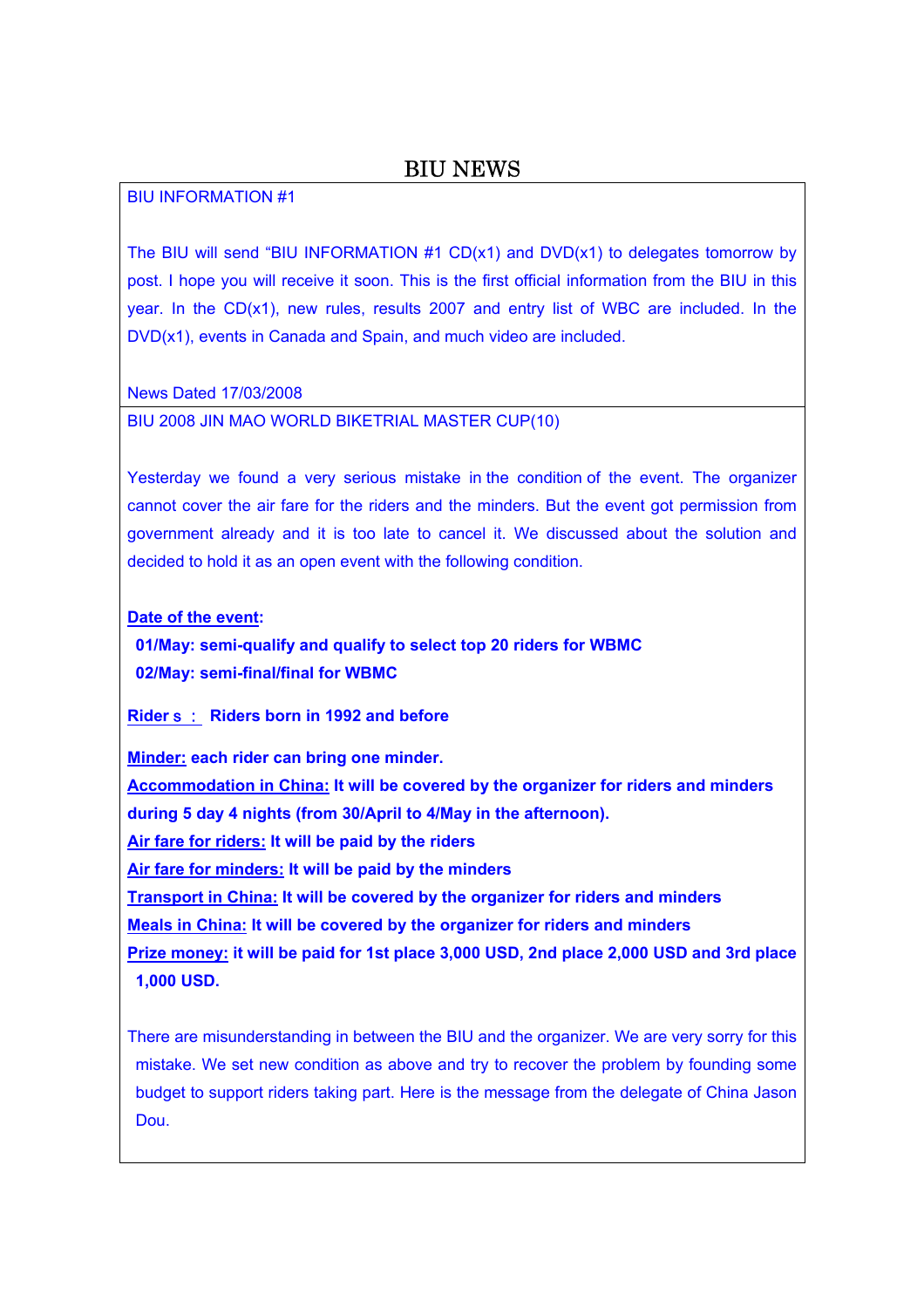# BIU NEWS

BIU INFORMATION #1

The BIU will send "BIU INFORMATION #1 CD(x1) and DVD(x1) to delegates tomorrow by post. I hope you will receive it soon. This is the first official information from the BIU in this year. In the CD(x1), new rules, results 2007 and entry list of WBC are included. In the DVD(x1), events in Canada and Spain, and much video are included.

News Dated 17/03/2008

BIU 2008 JIN MAO WORLD BIKETRIAL MASTER CUP(10)

Yesterday we found a very serious mistake in the condition of the event. The organizer cannot cover the air fare for the riders and the minders. But the event got permission from government already and it is too late to cancel it. We discussed about the solution and decided to hold it as an open event with the following condition.

**Date of the event:**

**01/May: semi-qualify and qualify to select top 20 riders for WBMC**

**02/May: semi-final/final for WBMC**

**Rider s : Riders born in 1992 and before**

**Minder: each rider can bring one minder.**

**Accommodation in China: It will be covered by the organizer for riders and minders during 5 day 4 nights (from 30/April to 4/May in the afternoon).**

**Air fare for riders: It will be paid by the riders**

**Air fare for minders: It will be paid by the minders**

**Transport in China: It will be covered by the organizer for riders and minders**

**Meals in China: It will be covered by the organizer for riders and minders**

**Prize money: it will be paid for 1st place 3,000 USD, 2nd place 2,000 USD and 3rd place 1,000 USD.**

There are misunderstanding in between the BIU and the organizer. We are very sorry for this mistake. We set new condition as above and try to recover the problem by founding some budget to support riders taking part. Here is the message from the delegate of China Jason Dou.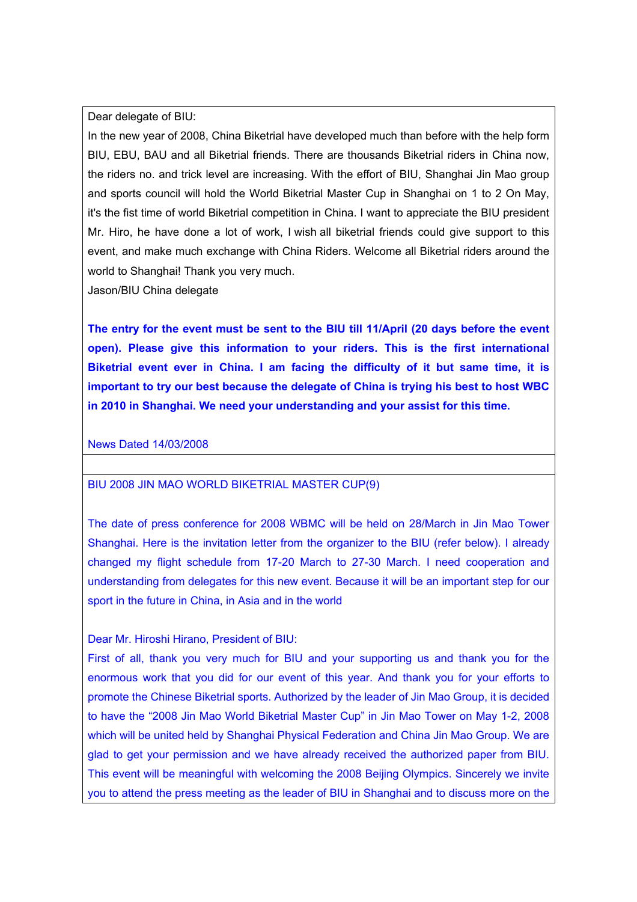Dear delegate of BIU:

In the new year of 2008, China Biketrial have developed much than before with the help form BIU, EBU, BAU and all Biketrial friends. There are thousands Biketrial riders in China now, the riders no. and trick level are increasing. With the effort of BIU, Shanghai Jin Mao group and sports council will hold the World Biketrial Master Cup in Shanghai on 1 to 2 On May, it's the fist time of world Biketrial competition in China. I want to appreciate the BIU president Mr. Hiro, he have done a lot of work, I wish all biketrial friends could give support to this event, and make much exchange with China Riders. Welcome all Biketrial riders around the world to Shanghai! Thank you very much.

Jason/BIU China delegate

**The entry for the event must be sent to the BIU till 11/April (20 days before the event open). Please give this information to your riders. This is the first international Biketrial event ever in China. I am facing the difficulty of it but same time, it is important to try our best because the delegate of China is trying his best to host WBC in 2010 in Shanghai. We need your understanding and your assist for this time.**

News Dated 14/03/2008

---

BIU 2008 JIN MAO WORLD BIKETRIAL MASTER CUP(9)

The date of press conference for 2008 WBMC will be held on 28/March in Jin Mao Tower Shanghai. Here is the invitation letter from the organizer to the BIU (refer below). I already changed my flight schedule from 17-20 March to 27-30 March. I need cooperation and understanding from delegates for this new event. Because it will be an important step for our sport in the future in China, in Asia and in the world

Dear Mr. Hiroshi Hirano, President of BIU:

First of all, thank you very much for BIU and your supporting us and thank you for the enormous work that you did for our event of this year. And thank you for your efforts to promote the Chinese Biketrial sports. Authorized by the leader of Jin Mao Group, it is decided to have the "2008 Jin Mao World Biketrial Master Cup" in Jin Mao Tower on May 1-2, 2008 which will be united held by Shanghai Physical Federation and China Jin Mao Group. We are glad to get your permission and we have already received the authorized paper from BIU. This event will be meaningful with welcoming the 2008 Beijing Olympics. Sincerely we invite you to attend the press meeting as the leader of BIU in Shanghai and to discuss more on the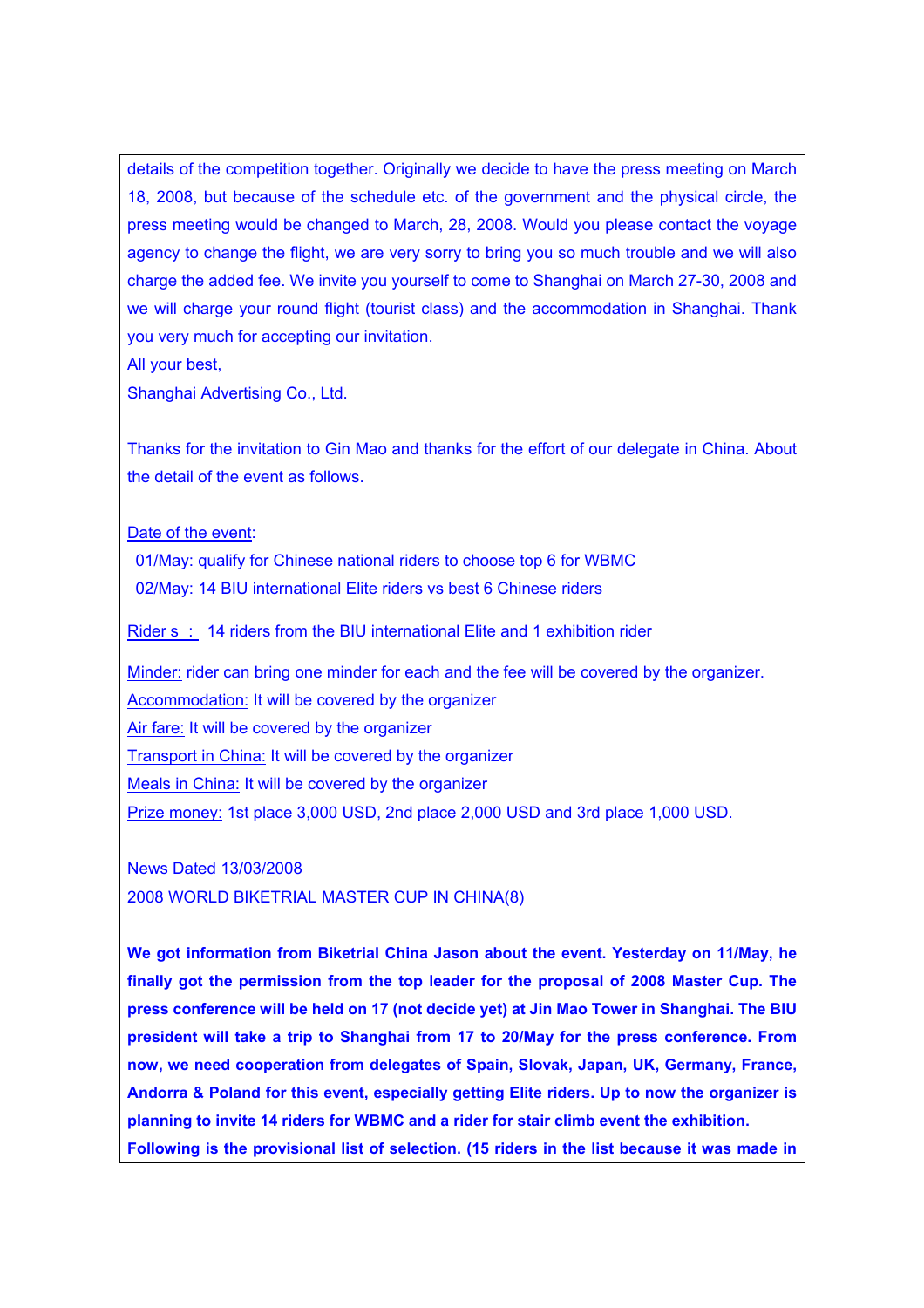details of the competition together. Originally we decide to have the press meeting on March 18, 2008, but because of the schedule etc. of the government and the physical circle, the press meeting would be changed to March, 28, 2008. Would you please contact the voyage agency to change the flight, we are very sorry to bring you so much trouble and we will also charge the added fee. We invite you yourself to come to Shanghai on March 27-30, 2008 and we will charge your round flight (tourist class) and the accommodation in Shanghai. Thank you very much for accepting our invitation.

All your best,

Shanghai Advertising Co., Ltd.

Thanks for the invitation to Gin Mao and thanks for the effort of our delegate in China. About the detail of the event as follows.

Date of the event:

01/May: qualify for Chinese national riders to choose top 6 for WBMC

02/May: 14 BIU international Elite riders vs best 6 Chinese riders

Rider s : 14 riders from the BIU international Elite and 1 exhibition rider

Minder: rider can bring one minder for each and the fee will be covered by the organizer.

Accommodation: It will be covered by the organizer

Air fare: It will be covered by the organizer

Transport in China: It will be covered by the organizer

Meals in China: It will be covered by the organizer

Prize money: 1st place 3,000 USD, 2nd place 2,000 USD and 3rd place 1,000 USD.

News Dated 13/03/2008

2008 WORLD BIKETRIAL MASTER CUP IN CHINA(8)

**We got information from Biketrial China Jason about the event. Yesterday on 11/May, he finally got the permission from the top leader for the proposal of 2008 Master Cup. The press conference will be held on 17 (not decide yet) at Jin Mao Tower in Shanghai. The BIU president will take a trip to Shanghai from 17 to 20/May for the press conference. From now, we need cooperation from delegates of Spain, Slovak, Japan, UK, Germany, France, Andorra & Poland for this event, especially getting Elite riders. Up to now the organizer is planning to invite 14 riders for WBMC and a rider for stair climb event the exhibition.**

**Following is the provisional list of selection. (15 riders in the list because it was made in**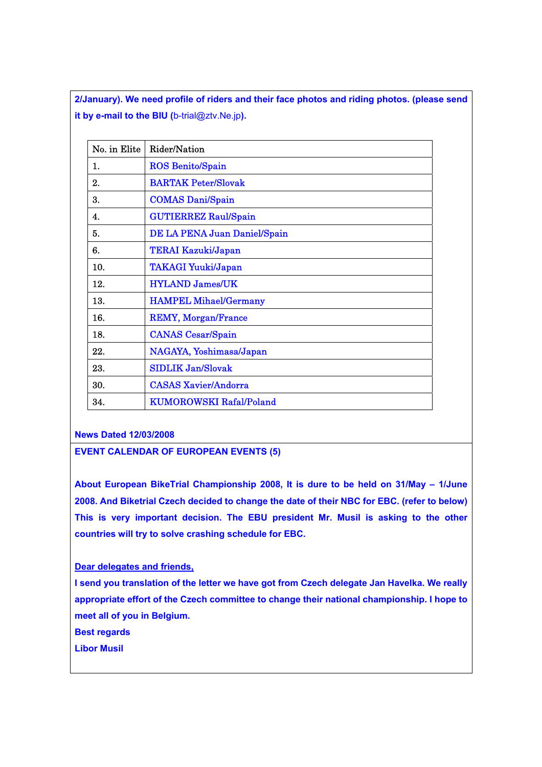**2/January). We need profile of riders and their face photos and riding photos. (please send it by e-mail to the BIU (**b-trial@ztv.Ne.jp**).**

| No. in Elite | Rider/Nation |
| --- | --- |
| 1. | ROS Benito/Spain |
| 2. | BARTAK Peter/Slovak |
| 3. | COMAS Dani/Spain |
| 4. | GUTIERREZ Raul/Spain |
| 5. | DE LA PENA Juan Daniel/Spain |
| 6. | TERAI Kazuki/Japan |
| 10. | TAKAGI Yuuki/Japan |
| 12. | HYLAND James/UK |
| 13. | HAMPEL Mihael/Germany |
| 16. | REMY, Morgan/France |
| 18. | CANAS Cesar/Spain |
| 22. | NAGAYA, Yoshimasa/Japan |
| 23. | SIDLIK Jan/Slovak |
| 30. | CASAS Xavier/Andorra |
| 34. | KUMOROWSKI Rafal/Poland |

**News Dated 12/03/2008**

**EVENT CALENDAR OF EUROPEAN EVENTS (5)**

**About European BikeTrial Championship 2008, It is dure to be held on 31/May – 1/June 2008. And Biketrial Czech decided to change the date of their NBC for EBC. (refer to below) This is very important decision. The EBU president Mr. Musil is asking to the other countries will try to solve crashing schedule for EBC.**

**Dear delegates and friends,**

**I send you translation of the letter we have got from Czech delegate Jan Havelka. We really appropriate effort of the Czech committee to change their national championship. I hope to meet all of you in Belgium.**

**Best regards**

**Libor Musil**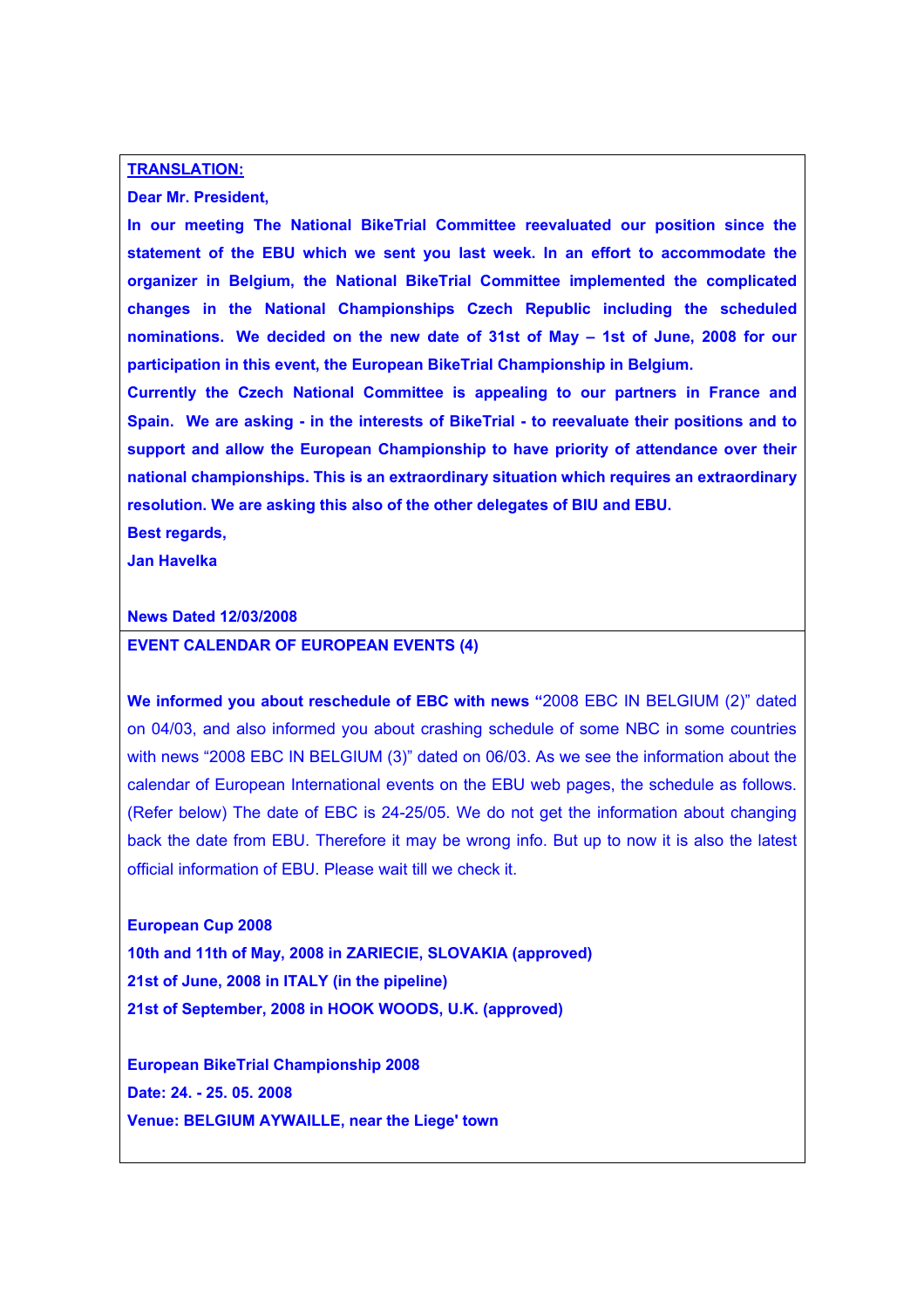**TRANSLATION:**

**Dear Mr. President,**

**In our meeting The National BikeTrial Committee reevaluated our position since the statement of the EBU which we sent you last week. In an effort to accommodate the organizer in Belgium, the National BikeTrial Committee implemented the complicated changes in the National Championships Czech Republic including the scheduled nominations. We decided on the new date of 31st of May – 1st of June, 2008 for our participation in this event, the European BikeTrial Championship in Belgium.**

**Currently the Czech National Committee is appealing to our partners in France and Spain. We are asking - in the interests of BikeTrial - to reevaluate their positions and to support and allow the European Championship to have priority of attendance over their national championships. This is an extraordinary situation which requires an extraordinary resolution. We are asking this also of the other delegates of BIU and EBU.**

**Best regards,**

**Jan Havelka**

**News Dated 12/03/2008**

**EVENT CALENDAR OF EUROPEAN EVENTS (4)**

**We informed you about reschedule of EBC with news "**2008 EBC IN BELGIUM (2)" dated on 04/03, and also informed you about crashing schedule of some NBC in some countries with news "2008 EBC IN BELGIUM (3)" dated on 06/03. As we see the information about the calendar of European International events on the EBU web pages, the schedule as follows. (Refer below) The date of EBC is 24-25/05. We do not get the information about changing back the date from EBU. Therefore it may be wrong info. But up to now it is also the latest official information of EBU. Please wait till we check it.

**European Cup 2008**

**10th and 11th of May, 2008 in ZARIECIE, SLOVAKIA (approved)**

**21st of June, 2008 in ITALY (in the pipeline)**

**21st of September, 2008 in HOOK WOODS, U.K. (approved)**

**European BikeTrial Championship 2008**

**Date: 24. - 25. 05. 2008**

**Venue: BELGIUM AYWAILLE, near the Liege' town**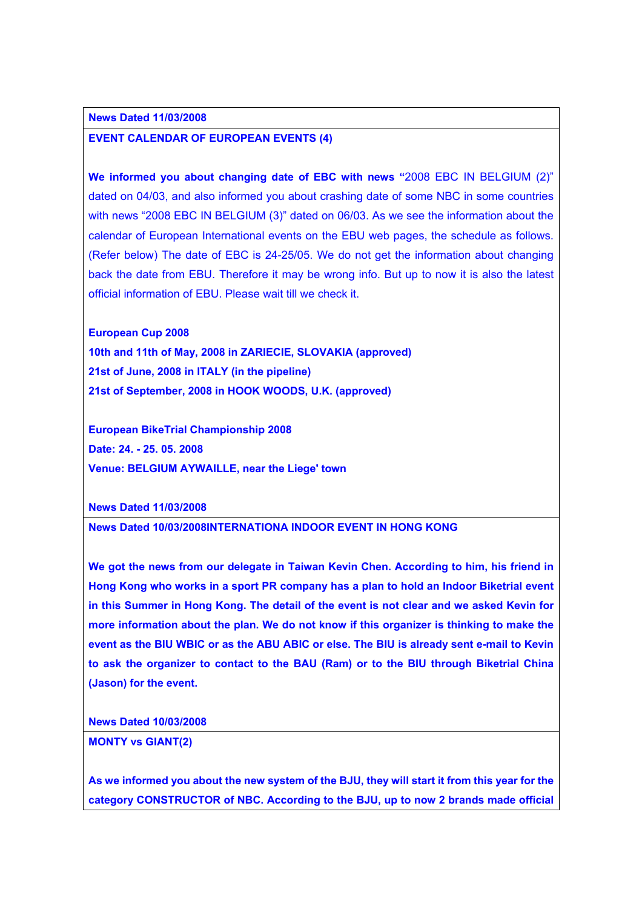**News Dated 11/03/2008**

**EVENT CALENDAR OF EUROPEAN EVENTS (4)**

**We informed you about changing date of EBC with news "**2008 EBC IN BELGIUM (2)" dated on 04/03, and also informed you about crashing date of some NBC in some countries with news "2008 EBC IN BELGIUM (3)" dated on 06/03. As we see the information about the calendar of European International events on the EBU web pages, the schedule as follows. (Refer below) The date of EBC is 24-25/05. We do not get the information about changing back the date from EBU. Therefore it may be wrong info. But up to now it is also the latest official information of EBU. Please wait till we check it.

**European Cup 2008**

**10th and 11th of May, 2008 in ZARIECIE, SLOVAKIA (approved)**

**21st of June, 2008 in ITALY (in the pipeline)**

**21st of September, 2008 in HOOK WOODS, U.K. (approved)**

**European BikeTrial Championship 2008**

**Date: 24. - 25. 05. 2008**

**Venue: BELGIUM AYWAILLE, near the Liege' town**

**News Dated 11/03/2008**

**News Dated 10/03/2008INTERNATIONA INDOOR EVENT IN HONG KONG**

**We got the news from our delegate in Taiwan Kevin Chen. According to him, his friend in Hong Kong who works in a sport PR company has a plan to hold an Indoor Biketrial event in this Summer in Hong Kong. The detail of the event is not clear and we asked Kevin for more information about the plan. We do not know if this organizer is thinking to make the event as the BIU WBIC or as the ABU ABIC or else. The BIU is already sent e-mail to Kevin to ask the organizer to contact to the BAU (Ram) or to the BIU through Biketrial China (Jason) for the event.**

**News Dated 10/03/2008**

**MONTY vs GIANT(2)**

**As we informed you about the new system of the BJU, they will start it from this year for the category CONSTRUCTOR of NBC. According to the BJU, up to now 2 brands made official**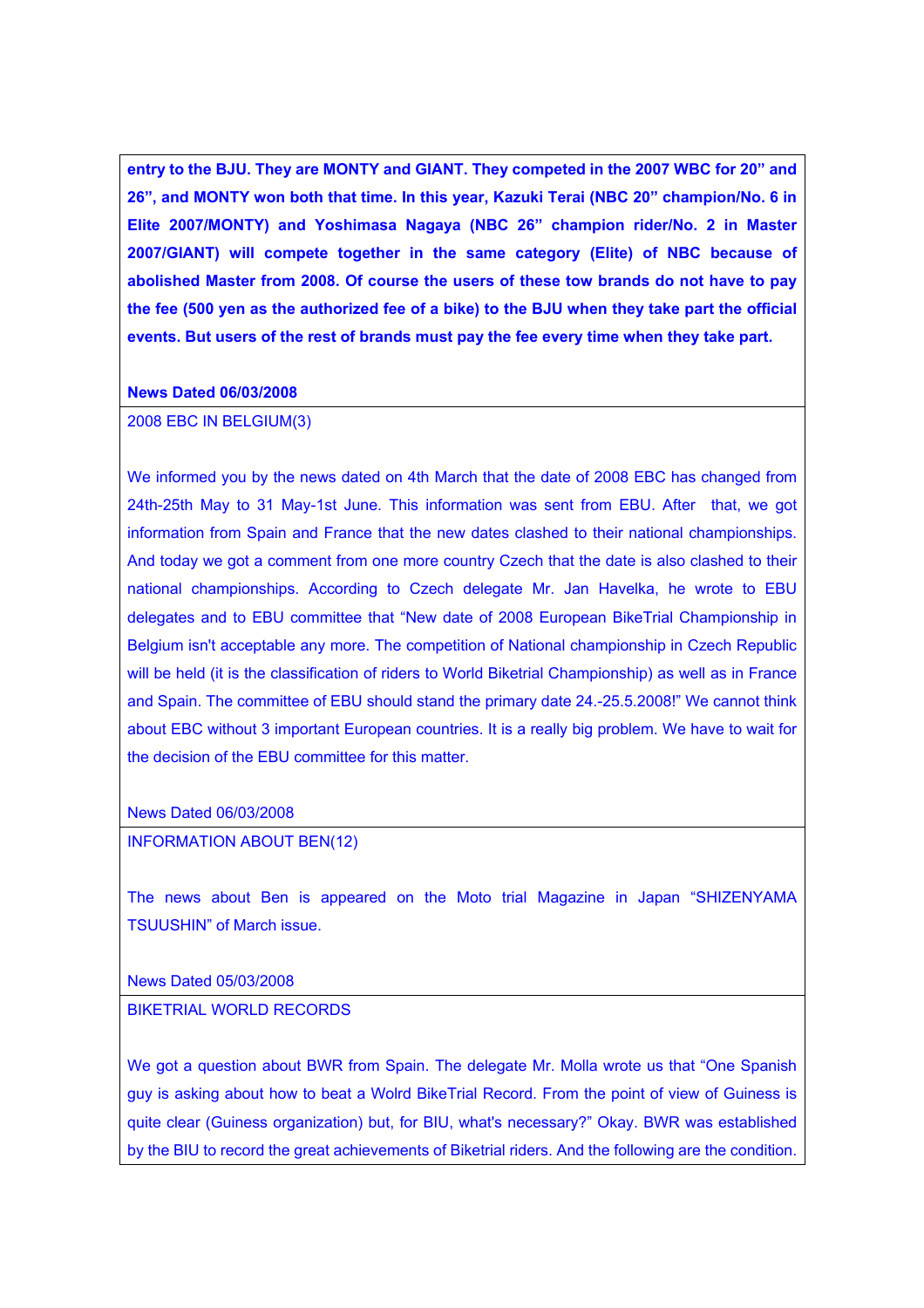**entry to the BJU. They are MONTY and GIANT. They competed in the 2007 WBC for 20" and 26", and MONTY won both that time. In this year, Kazuki Terai (NBC 20" champion/No. 6 in Elite 2007/MONTY) and Yoshimasa Nagaya (NBC 26" champion rider/No. 2 in Master 2007/GIANT) will compete together in the same category (Elite) of NBC because of abolished Master from 2008. Of course the users of these tow brands do not have to pay the fee (500 yen as the authorized fee of a bike) to the BJU when they take part the official events. But users of the rest of brands must pay the fee every time when they take part.**

**News Dated 06/03/2008**

---

2008 EBC IN BELGIUM(3)

We informed you by the news dated on 4th March that the date of 2008 EBC has changed from 24th-25th May to 31 May-1st June. This information was sent from EBU. After that, we got information from Spain and France that the new dates clashed to their national championships. And today we got a comment from one more country Czech that the date is also clashed to their national championships. According to Czech delegate Mr. Jan Havelka, he wrote to EBU delegates and to EBU committee that "New date of 2008 European BikeTrial Championship in Belgium isn't acceptable any more. The competition of National championship in Czech Republic will be held (it is the classification of riders to World Biketrial Championship) as well as in France and Spain. The committee of EBU should stand the primary date 24.-25.5.2008!" We cannot think about EBC without 3 important European countries. It is a really big problem. We have to wait for the decision of the EBU committee for this matter.

News Dated 06/03/2008

---

INFORMATION ABOUT BEN(12)

The news about Ben is appeared on the Moto trial Magazine in Japan "SHIZENYAMA TSUUSHIN" of March issue.

News Dated 05/03/2008

---

BIKETRIAL WORLD RECORDS

We got a question about BWR from Spain. The delegate Mr. Molla wrote us that "One Spanish guy is asking about how to beat a Wolrd BikeTrial Record. From the point of view of Guiness is quite clear (Guiness organization) but, for BIU, what's necessary?" Okay. BWR was established by the BIU to record the great achievements of Biketrial riders. And the following are the condition.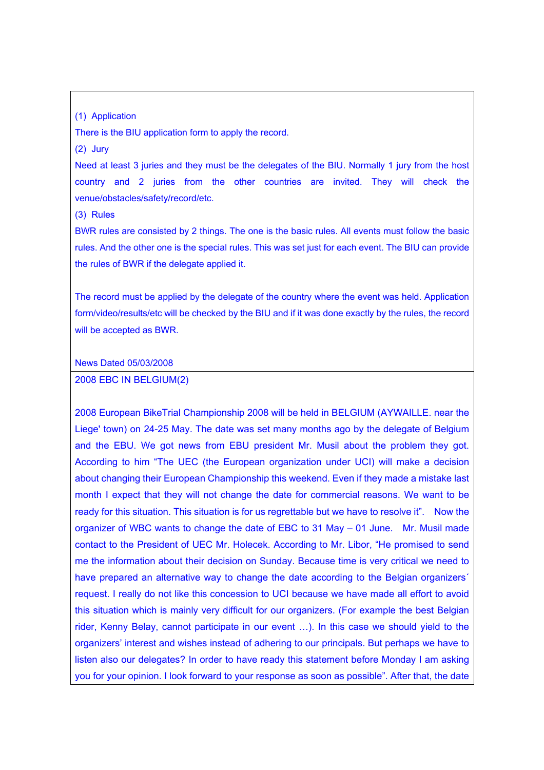(1) Application

There is the BIU application form to apply the record.

(2) Jury

Need at least 3 juries and they must be the delegates of the BIU. Normally 1 jury from the host country and 2 juries from the other countries are invited. They will check the venue/obstacles/safety/record/etc.

(3) Rules

BWR rules are consisted by 2 things. The one is the basic rules. All events must follow the basic rules. And the other one is the special rules. This was set just for each event. The BIU can provide the rules of BWR if the delegate applied it.

The record must be applied by the delegate of the country where the event was held. Application form/video/results/etc will be checked by the BIU and if it was done exactly by the rules, the record will be accepted as BWR.

News Dated 05/03/2008

## 2008 EBC IN BELGIUM(2)

2008 European BikeTrial Championship 2008 will be held in BELGIUM (AYWAILLE. near the Liege' town) on 24-25 May. The date was set many months ago by the delegate of Belgium and the EBU. We got news from EBU president Mr. Musil about the problem they got. According to him "The UEC (the European organization under UCI) will make a decision about changing their European Championship this weekend. Even if they made a mistake last month I expect that they will not change the date for commercial reasons. We want to be ready for this situation. This situation is for us regrettable but we have to resolve it". Now the organizer of WBC wants to change the date of EBC to 31 May – 01 June. Mr. Musil made contact to the President of UEC Mr. Holecek. According to Mr. Libor, "He promised to send me the information about their decision on Sunday. Because time is very critical we need to have prepared an alternative way to change the date according to the Belgian organizers´ request. I really do not like this concession to UCI because we have made all effort to avoid this situation which is mainly very difficult for our organizers. (For example the best Belgian rider, Kenny Belay, cannot participate in our event …). In this case we should yield to the organizers' interest and wishes instead of adhering to our principals. But perhaps we have to listen also our delegates? In order to have ready this statement before Monday I am asking you for your opinion. I look forward to your response as soon as possible". After that, the date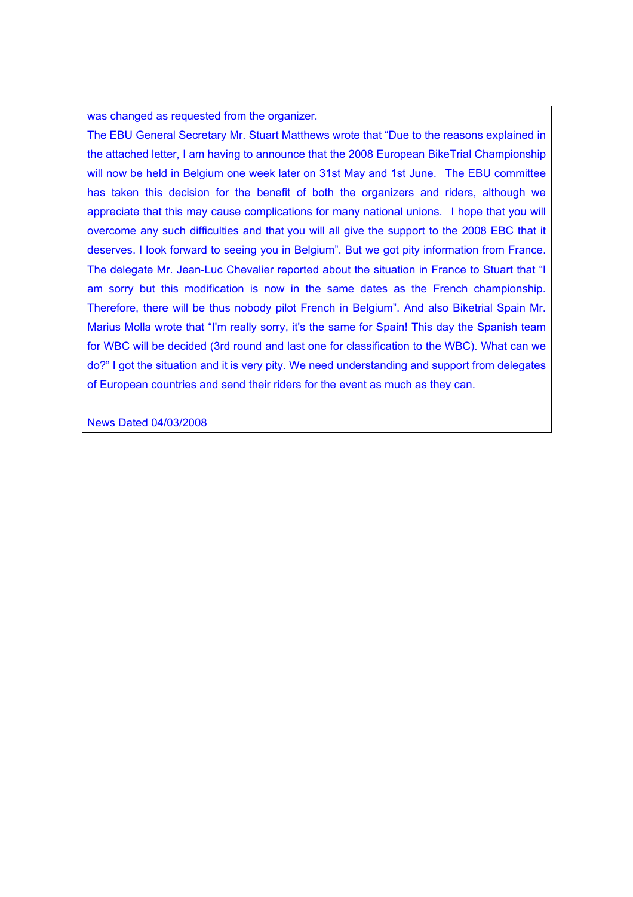was changed as requested from the organizer.

The EBU General Secretary Mr. Stuart Matthews wrote that “Due to the reasons explained in the attached letter, I am having to announce that the 2008 European BikeTrial Championship will now be held in Belgium one week later on 31st May and 1st June. The EBU committee has taken this decision for the benefit of both the organizers and riders, although we appreciate that this may cause complications for many national unions. I hope that you will overcome any such difficulties and that you will all give the support to the 2008 EBC that it deserves. I look forward to seeing you in Belgium”. But we got pity information from France. The delegate Mr. Jean-Luc Chevalier reported about the situation in France to Stuart that “I am sorry but this modification is now in the same dates as the French championship. Therefore, there will be thus nobody pilot French in Belgium”. And also Biketrial Spain Mr. Marius Molla wrote that “I'm really sorry, it's the same for Spain! This day the Spanish team for WBC will be decided (3rd round and last one for classification to the WBC). What can we do?” I got the situation and it is very pity. We need understanding and support from delegates of European countries and send their riders for the event as much as they can.

News Dated 04/03/2008